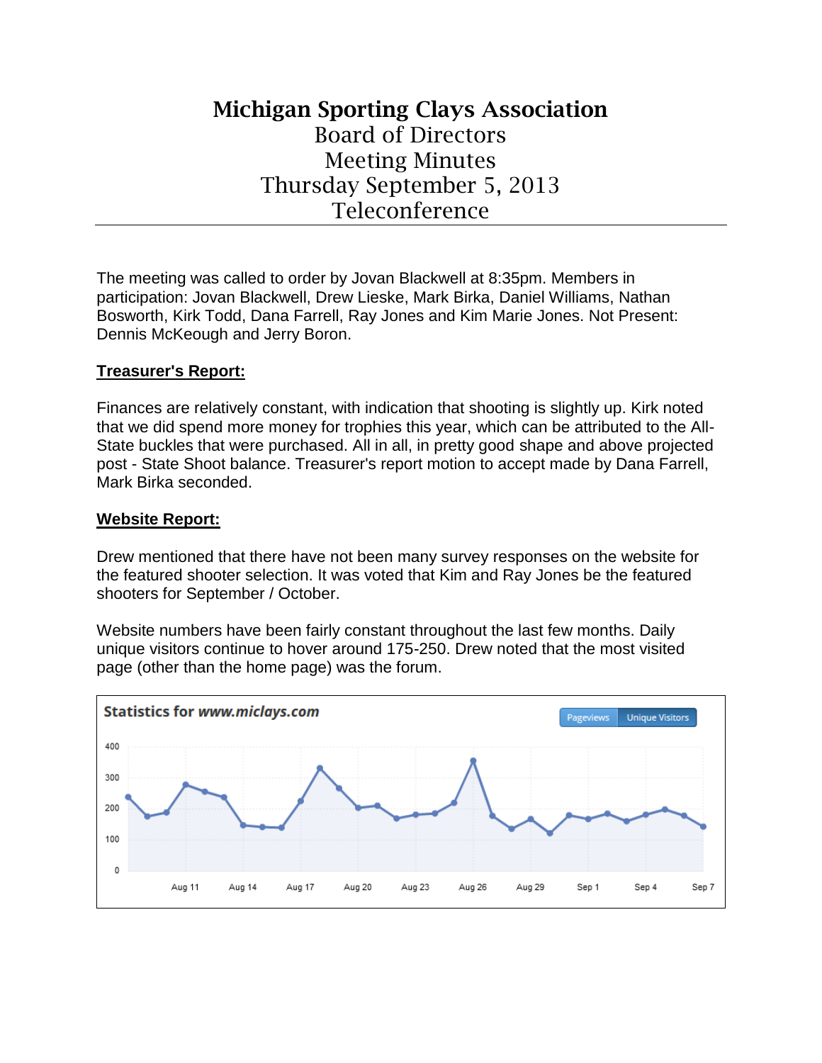# Michigan Sporting Clays Association

## Board of Directors
## Meeting Minutes
## Thursday September 5, 2013
## Teleconference

The meeting was called to order by Jovan Blackwell at 8:35pm. Members in participation: Jovan Blackwell, Drew Lieske, Mark Birka, Daniel Williams, Nathan Bosworth, Kirk Todd, Dana Farrell, Ray Jones and Kim Marie Jones. Not Present: Dennis McKeough and Jerry Boron.

**Treasurer's Report:**

Finances are relatively constant, with indication that shooting is slightly up. Kirk noted that we did spend more money for trophies this year, which can be attributed to the All-State buckles that were purchased. All in all, in pretty good shape and above projected post - State Shoot balance. Treasurer's report motion to accept made by Dana Farrell, Mark Birka seconded.

**Website Report:**

Drew mentioned that there have not been many survey responses on the website for the featured shooter selection. It was voted that Kim and Ray Jones be the featured shooters for September / October.

Website numbers have been fairly constant throughout the last few months. Daily unique visitors continue to hover around 175-250. Drew noted that the most visited page (other than the home page) was the forum.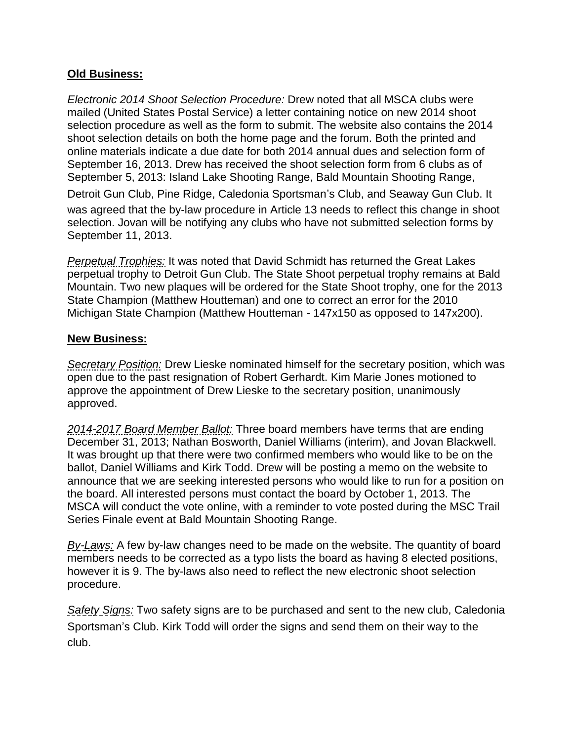**Old Business:**

*Electronic 2014 Shoot Selection Procedure:* Drew noted that all MSCA clubs were mailed (United States Postal Service) a letter containing notice on new 2014 shoot selection procedure as well as the form to submit. The website also contains the 2014 shoot selection details on both the home page and the forum. Both the printed and online materials indicate a due date for both 2014 annual dues and selection form of September 16, 2013. Drew has received the shoot selection form from 6 clubs as of September 5, 2013: Island Lake Shooting Range, Bald Mountain Shooting Range, Detroit Gun Club, Pine Ridge, Caledonia Sportsman's Club, and Seaway Gun Club. It was agreed that the by-law procedure in Article 13 needs to reflect this change in shoot selection. Jovan will be notifying any clubs who have not submitted selection forms by September 11, 2013.

*Perpetual Trophies:* It was noted that David Schmidt has returned the Great Lakes perpetual trophy to Detroit Gun Club. The State Shoot perpetual trophy remains at Bald Mountain. Two new plaques will be ordered for the State Shoot trophy, one for the 2013 State Champion (Matthew Houtteman) and one to correct an error for the 2010 Michigan State Champion (Matthew Houtteman - 147x150 as opposed to 147x200).

**New Business:**

*Secretary Position:* Drew Lieske nominated himself for the secretary position, which was open due to the past resignation of Robert Gerhardt. Kim Marie Jones motioned to approve the appointment of Drew Lieske to the secretary position, unanimously approved.

*2014-2017 Board Member Ballot:* Three board members have terms that are ending December 31, 2013; Nathan Bosworth, Daniel Williams (interim), and Jovan Blackwell. It was brought up that there were two confirmed members who would like to be on the ballot, Daniel Williams and Kirk Todd. Drew will be posting a memo on the website to announce that we are seeking interested persons who would like to run for a position on the board. All interested persons must contact the board by October 1, 2013. The MSCA will conduct the vote online, with a reminder to vote posted during the MSC Trail Series Finale event at Bald Mountain Shooting Range.

*By-Laws:* A few by-law changes need to be made on the website. The quantity of board members needs to be corrected as a typo lists the board as having 8 elected positions, however it is 9. The by-laws also need to reflect the new electronic shoot selection procedure.

*Safety Signs:* Two safety signs are to be purchased and sent to the new club, Caledonia Sportsman's Club. Kirk Todd will order the signs and send them on their way to the club.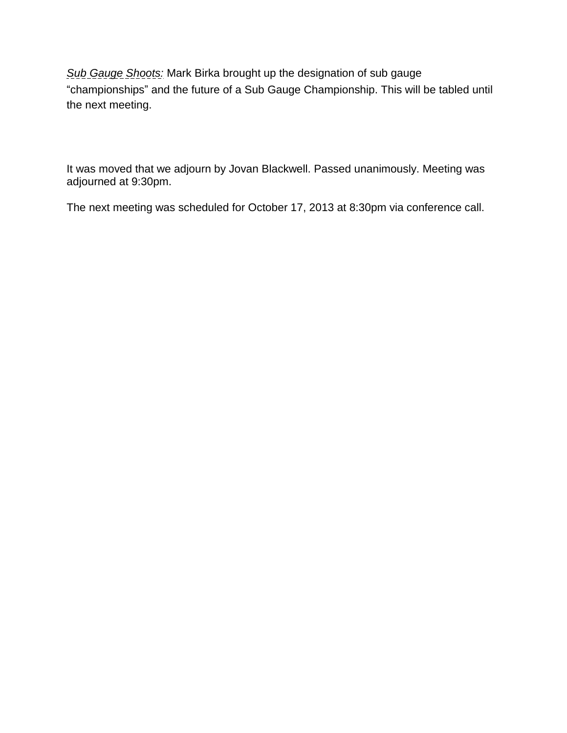*Sub Gauge Shoots:* Mark Birka brought up the designation of sub gauge "championships" and the future of a Sub Gauge Championship. This will be tabled until the next meeting.

It was moved that we adjourn by Jovan Blackwell. Passed unanimously. Meeting was adjourned at 9:30pm.

The next meeting was scheduled for October 17, 2013 at 8:30pm via conference call.